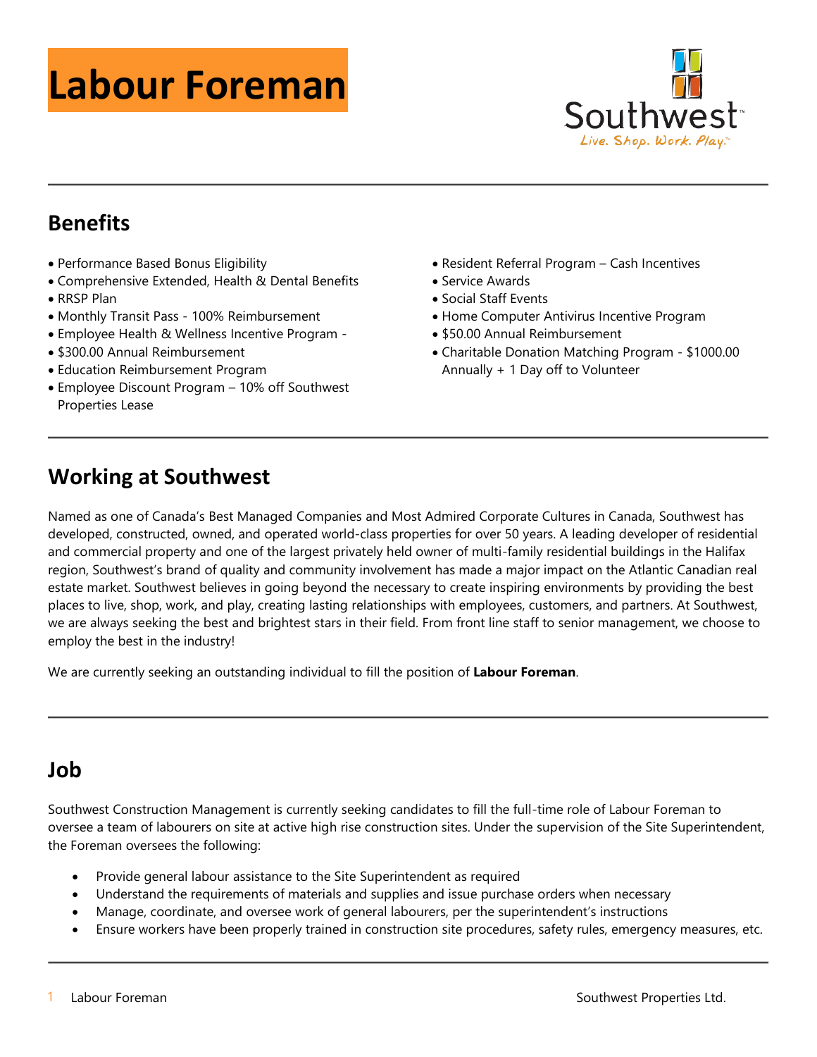# Labour Foreman

Southwest

*Live. Shop. Work. Play.*

## Benefits

- Performance Based Bonus Eligibility
- Comprehensive Extended, Health & Dental Benefits
- RRSP Plan
- Monthly Transit Pass - 100% Reimbursement
- Employee Health & Wellness Incentive Program -
- $300.00 Annual Reimbursement
- Education Reimbursement Program
- Employee Discount Program – 10% off Southwest Properties Lease
- Resident Referral Program – Cash Incentives
- Service Awards
- Social Staff Events
- Home Computer Antivirus Incentive Program
- $50.00 Annual Reimbursement
- Charitable Donation Matching Program - $1000.00 Annually + 1 Day off to Volunteer

## Working at Southwest

Named as one of Canada's Best Managed Companies and Most Admired Corporate Cultures in Canada, Southwest has developed, constructed, owned, and operated world-class properties for over 50 years. A leading developer of residential and commercial property and one of the largest privately held owner of multi-family residential buildings in the Halifax region, Southwest's brand of quality and community involvement has made a major impact on the Atlantic Canadian real estate market. Southwest believes in going beyond the necessary to create inspiring environments by providing the best places to live, shop, work, and play, creating lasting relationships with employees, customers, and partners. At Southwest, we are always seeking the best and brightest stars in their field. From front line staff to senior management, we choose to employ the best in the industry!

We are currently seeking an outstanding individual to fill the position of **Labour Foreman**.

## Job

Southwest Construction Management is currently seeking candidates to fill the full-time role of Labour Foreman to oversee a team of labourers on site at active high rise construction sites. Under the supervision of the Site Superintendent, the Foreman oversees the following:

- Provide general labour assistance to the Site Superintendent as required
- Understand the requirements of materials and supplies and issue purchase orders when necessary
- Manage, coordinate, and oversee work of general labourers, per the superintendent's instructions
- Ensure workers have been properly trained in construction site procedures, safety rules, emergency measures, etc.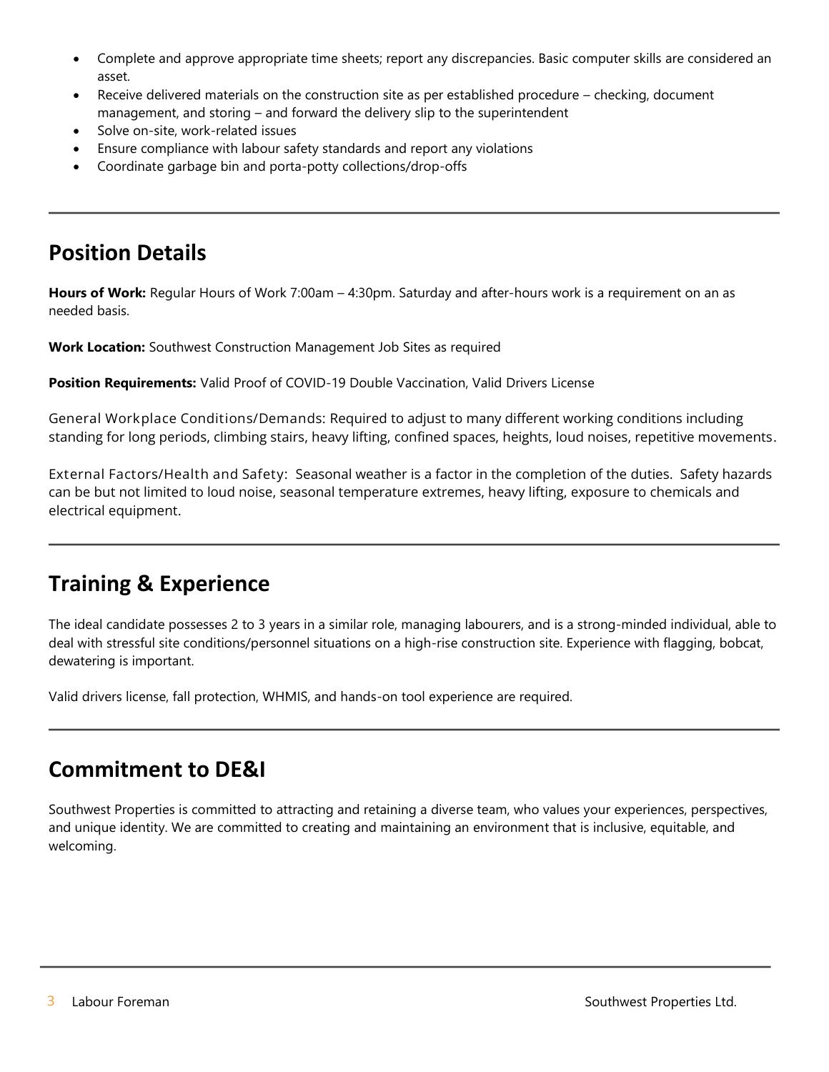- Complete and approve appropriate time sheets; report any discrepancies. Basic computer skills are considered an asset.
- Receive delivered materials on the construction site as per established procedure – checking, document management, and storing – and forward the delivery slip to the superintendent
- Solve on-site, work-related issues
- Ensure compliance with labour safety standards and report any violations
- Coordinate garbage bin and porta-potty collections/drop-offs

---

## Position Details

**Hours of Work:** Regular Hours of Work 7:00am – 4:30pm. Saturday and after-hours work is a requirement on an as needed basis.

**Work Location:** Southwest Construction Management Job Sites as required

**Position Requirements:** Valid Proof of COVID-19 Double Vaccination, Valid Drivers License

General Workplace Conditions/Demands: Required to adjust to many different working conditions including standing for long periods, climbing stairs, heavy lifting, confined spaces, heights, loud noises, repetitive movements.

External Factors/Health and Safety: Seasonal weather is a factor in the completion of the duties. Safety hazards can be but not limited to loud noise, seasonal temperature extremes, heavy lifting, exposure to chemicals and electrical equipment.

---

## Training & Experience

The ideal candidate possesses 2 to 3 years in a similar role, managing labourers, and is a strong-minded individual, able to deal with stressful site conditions/personnel situations on a high-rise construction site. Experience with flagging, bobcat, dewatering is important.

Valid drivers license, fall protection, WHMIS, and hands-on tool experience are required.

---

## Commitment to DE&I

Southwest Properties is committed to attracting and retaining a diverse team, who values your experiences, perspectives, and unique identity. We are committed to creating and maintaining an environment that is inclusive, equitable, and welcoming.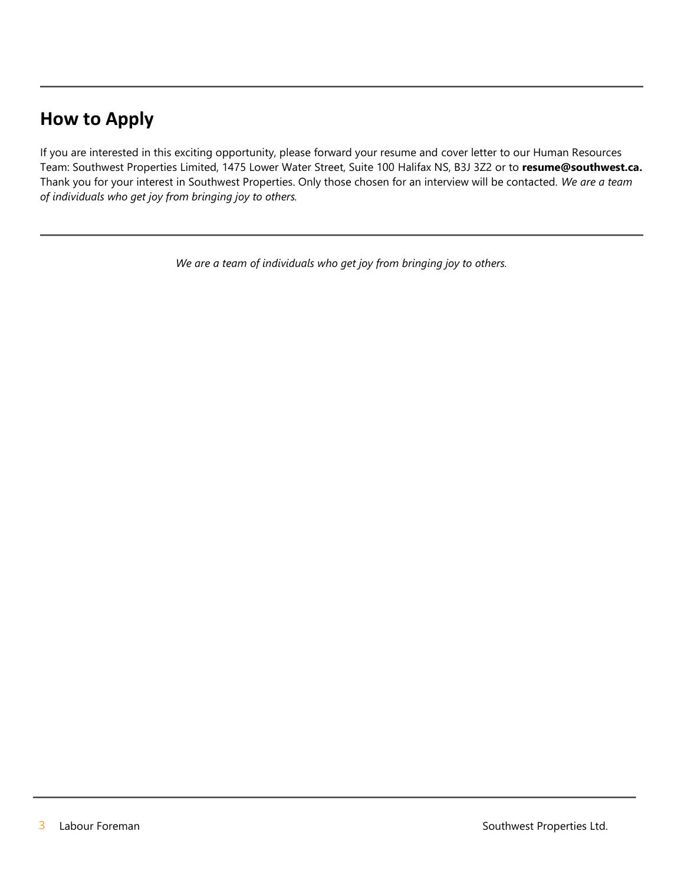## How to Apply

If you are interested in this exciting opportunity, please forward your resume and cover letter to our Human Resources Team: Southwest Properties Limited, 1475 Lower Water Street, Suite 100 Halifax NS, B3J 3Z2 or to **resume@southwest.ca.** Thank you for your interest in Southwest Properties. Only those chosen for an interview will be contacted. *We are a team of individuals who get joy from bringing joy to others.*

*We are a team of individuals who get joy from bringing joy to others.*